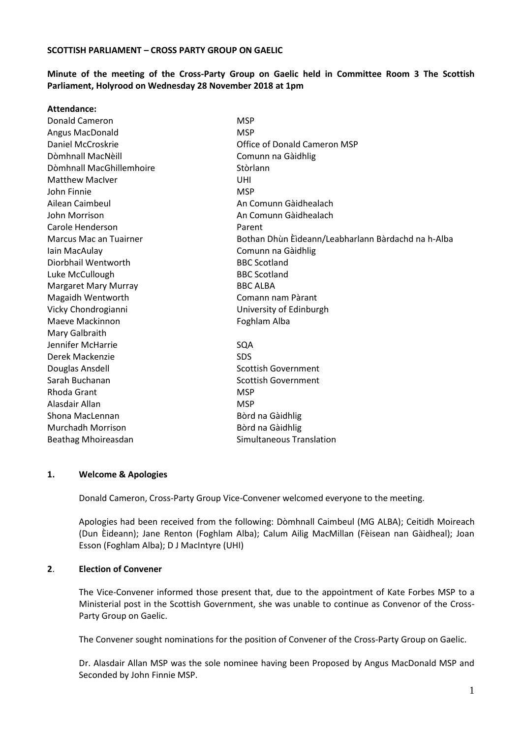**SCOTTISH PARLIAMENT – CROSS PARTY GROUP ON GAELIC**

**Minute of the meeting of the Cross-Party Group on Gaelic held in Committee Room 3 The Scottish Parliament, Holyrood on Wednesday 28 November 2018 at 1pm**

**Attendance:**

| | |
|---|---|
| Donald Cameron | MSP |
| Angus MacDonald | MSP |
| Daniel McCroskrie | Office of Donald Cameron MSP |
| Dòmhnall MacNèill | Comunn na Gàidhlig |
| Dòmhnall MacGhillemhoire | Stòrlann |
| Matthew MacIver | UHI |
| John Finnie | MSP |
| Ailean Caimbeul | An Comunn Gàidhealach |
| John Morrison | An Comunn Gàidhealach |
| Carole Henderson | Parent |
| Marcus Mac an Tuairner | Bothan Dhùn Èideann/Leabharlann Bàrdachd na h-Alba |
| Iain MacAulay | Comunn na Gàidhlig |
| Diorbhail Wentworth | BBC Scotland |
| Luke McCullough | BBC Scotland |
| Margaret Mary Murray | BBC ALBA |
| Magaidh Wentworth | Comann nam Pàrant |
| Vicky Chondrogianni | University of Edinburgh |
| Maeve Mackinnon | Foghlam Alba |
| Mary Galbraith | |
| Jennifer McHarrie | SQA |
| Derek Mackenzie | SDS |
| Douglas Ansdell | Scottish Government |
| Sarah Buchanan | Scottish Government |
| Rhoda Grant | MSP |
| Alasdair Allan | MSP |
| Shona MacLennan | Bòrd na Gàidhlig |
| Murchadh Morrison | Bòrd na Gàidhlig |
| Beathag Mhoireasdan | Simultaneous Translation |

## 1. Welcome & Apologies

Donald Cameron, Cross-Party Group Vice-Convener welcomed everyone to the meeting.

Apologies had been received from the following: Dòmhnall Caimbeul (MG ALBA); Ceitidh Moireach (Dun Èideann); Jane Renton (Foghlam Alba); Calum Ailig MacMillan (Fèisean nan Gàidheal); Joan Esson (Foghlam Alba); D J MacIntyre (UHI)

## 2. Election of Convener

The Vice-Convener informed those present that, due to the appointment of Kate Forbes MSP to a Ministerial post in the Scottish Government, she was unable to continue as Convenor of the Cross-Party Group on Gaelic.

The Convener sought nominations for the position of Convener of the Cross-Party Group on Gaelic.

Dr. Alasdair Allan MSP was the sole nominee having been Proposed by Angus MacDonald MSP and Seconded by John Finnie MSP.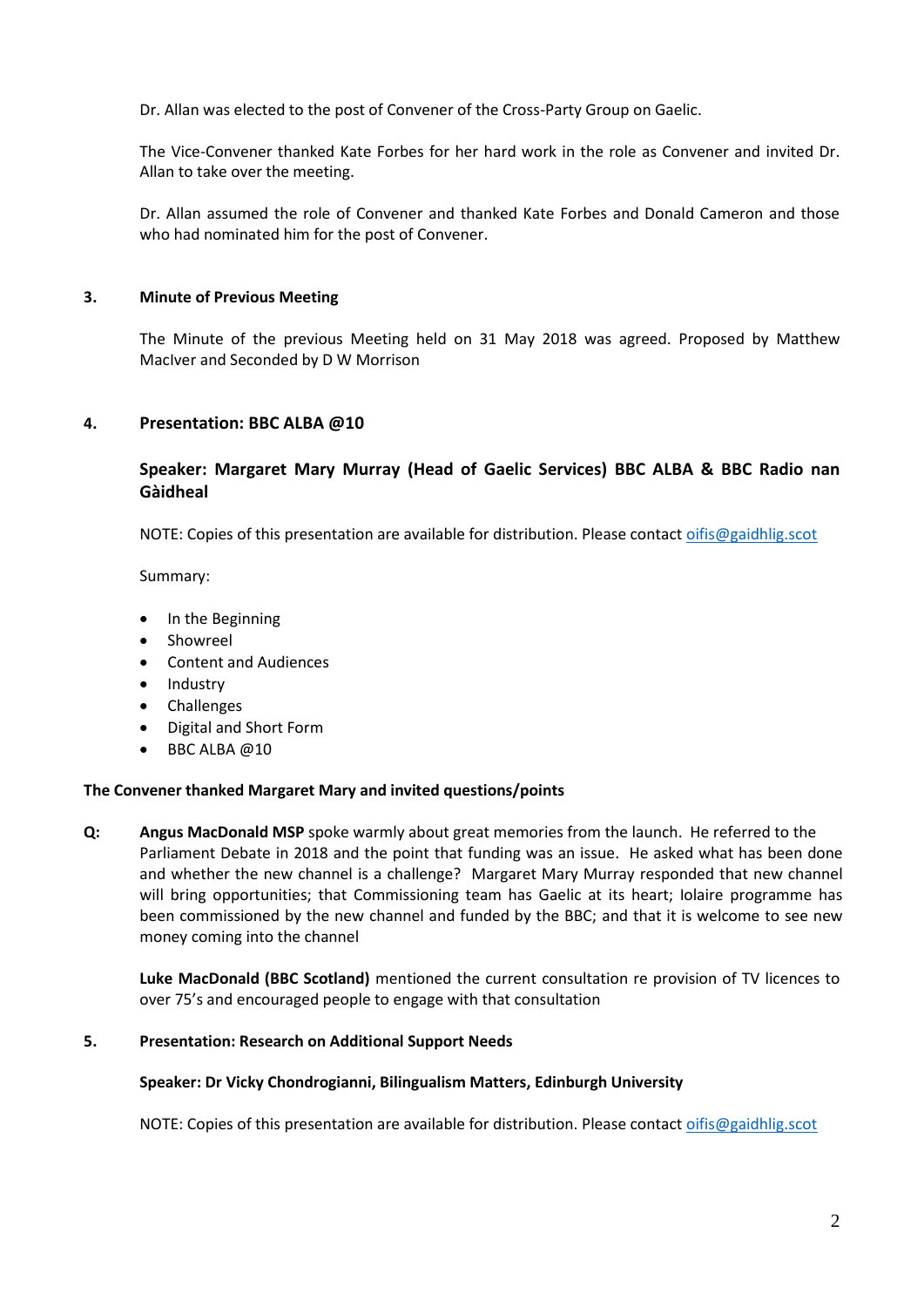Dr. Allan was elected to the post of Convener of the Cross-Party Group on Gaelic.

The Vice-Convener thanked Kate Forbes for her hard work in the role as Convener and invited Dr. Allan to take over the meeting.

Dr. Allan assumed the role of Convener and thanked Kate Forbes and Donald Cameron and those who had nominated him for the post of Convener.

## 3. Minute of Previous Meeting

The Minute of the previous Meeting held on 31 May 2018 was agreed. Proposed by Matthew MacIver and Seconded by D W Morrison

## 4. Presentation: BBC ALBA @10

### Speaker: Margaret Mary Murray (Head of Gaelic Services) BBC ALBA & BBC Radio nan Gàidheal

NOTE: Copies of this presentation are available for distribution. Please contact oifis@gaidhlig.scot

Summary:

- In the Beginning
- Showreel
- Content and Audiences
- Industry
- Challenges
- Digital and Short Form
- BBC ALBA @10

**The Convener thanked Margaret Mary and invited questions/points**

**Q:** **Angus MacDonald MSP** spoke warmly about great memories from the launch. He referred to the Parliament Debate in 2018 and the point that funding was an issue. He asked what has been done and whether the new channel is a challenge? Margaret Mary Murray responded that new channel will bring opportunities; that Commissioning team has Gaelic at its heart; Iolaire programme has been commissioned by the new channel and funded by the BBC; and that it is welcome to see new money coming into the channel

**Luke MacDonald (BBC Scotland)** mentioned the current consultation re provision of TV licences to over 75's and encouraged people to engage with that consultation

## 5. Presentation: Research on Additional Support Needs

**Speaker: Dr Vicky Chondrogianni, Bilingualism Matters, Edinburgh University**

NOTE: Copies of this presentation are available for distribution. Please contact oifis@gaidhlig.scot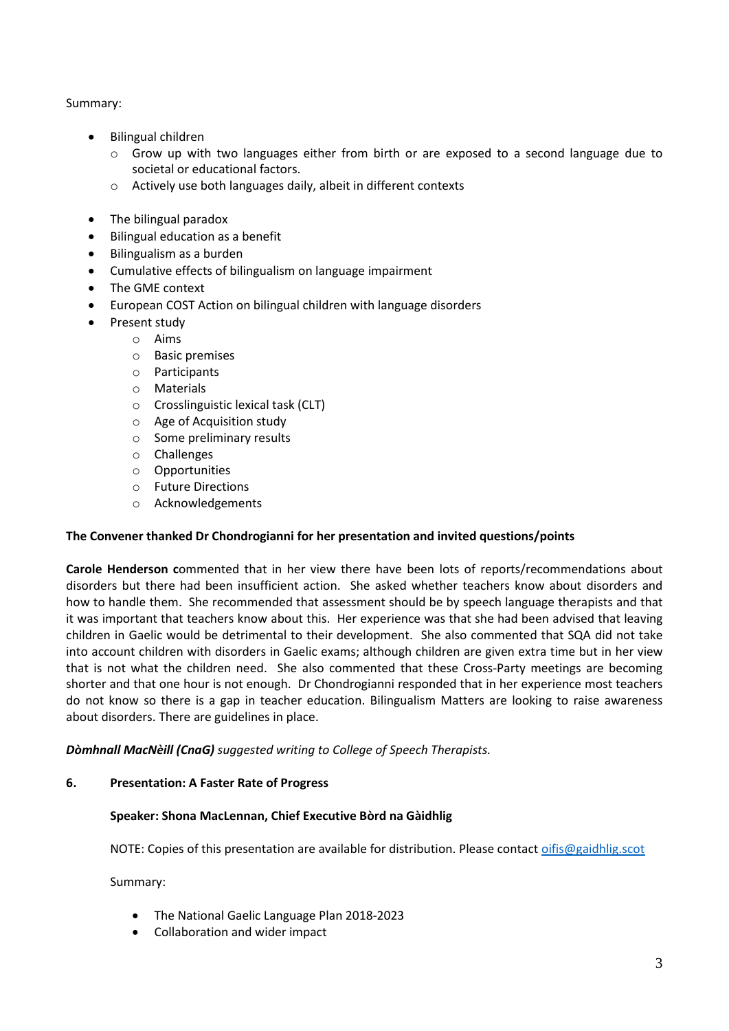Summary:

- Bilingual children
    - Grow up with two languages either from birth or are exposed to a second language due to societal or educational factors.
    - Actively use both languages daily, albeit in different contexts

- The bilingual paradox
- Bilingual education as a benefit
- Bilingualism as a burden
- Cumulative effects of bilingualism on language impairment
- The GME context
- European COST Action on bilingual children with language disorders
- Present study
    - Aims
    - Basic premises
    - Participants
    - Materials
    - Crosslinguistic lexical task (CLT)
    - Age of Acquisition study
    - Some preliminary results
    - Challenges
    - Opportunities
    - Future Directions
    - Acknowledgements

**The Convener thanked Dr Chondrogianni for her presentation and invited questions/points**

**Carole Henderson c**ommented that in her view there have been lots of reports/recommendations about disorders but there had been insufficient action. She asked whether teachers know about disorders and how to handle them. She recommended that assessment should be by speech language therapists and that it was important that teachers know about this. Her experience was that she had been advised that leaving children in Gaelic would be detrimental to their development. She also commented that SQA did not take into account children with disorders in Gaelic exams; although children are given extra time but in her view that is not what the children need. She also commented that these Cross-Party meetings are becoming shorter and that one hour is not enough. Dr Chondrogianni responded that in her experience most teachers do not know so there is a gap in teacher education. Bilingualism Matters are looking to raise awareness about disorders. There are guidelines in place.

***Dòmhnall MacNèill (CnaG)*** *suggested writing to College of Speech Therapists.*

**6. Presentation: A Faster Rate of Progress**

**Speaker: Shona MacLennan, Chief Executive Bòrd na Gàidhlig**

NOTE: Copies of this presentation are available for distribution. Please contact oifis@gaidhlig.scot

Summary:

- The National Gaelic Language Plan 2018-2023
- Collaboration and wider impact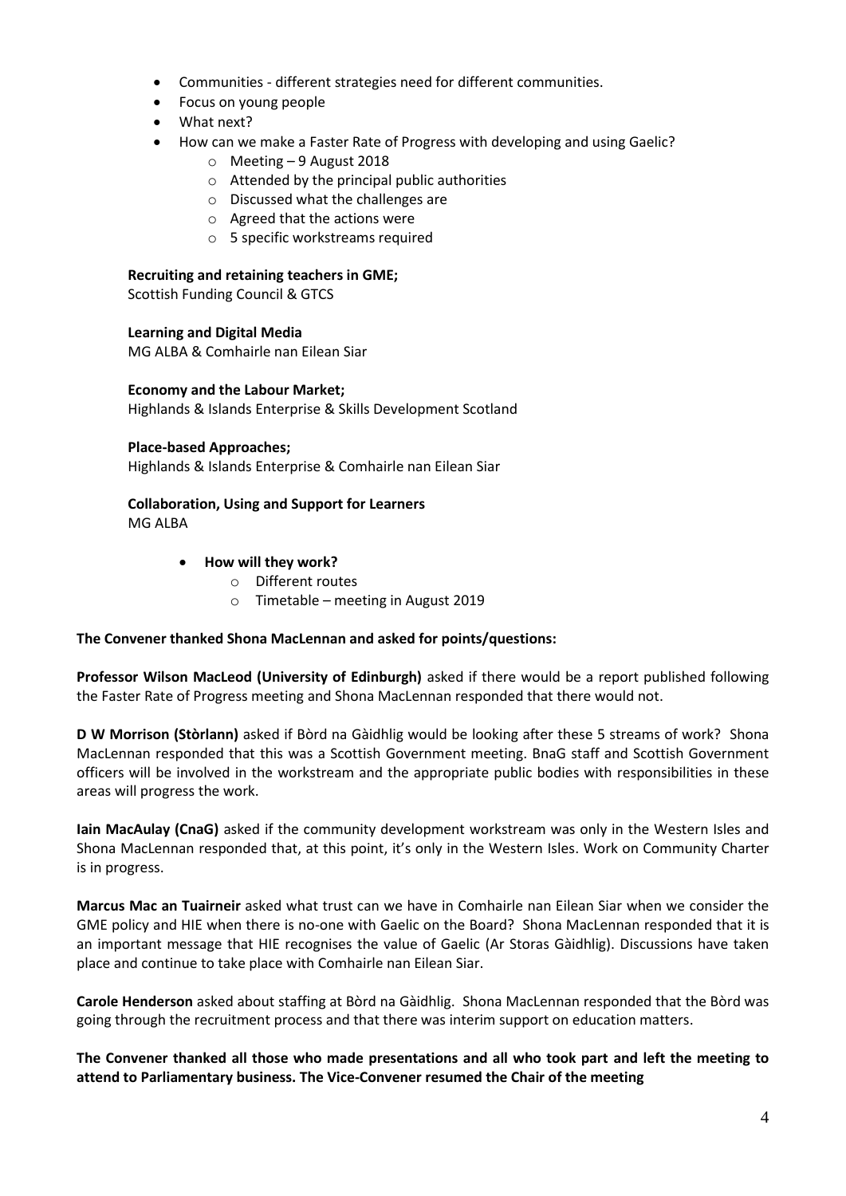- Communities - different strategies need for different communities.
- Focus on young people
- What next?
- How can we make a Faster Rate of Progress with developing and using Gaelic?
    - Meeting – 9 August 2018
    - Attended by the principal public authorities
    - Discussed what the challenges are
    - Agreed that the actions were
    - 5 specific workstreams required

**Recruiting and retaining teachers in GME;**
Scottish Funding Council & GTCS

**Learning and Digital Media**
MG ALBA & Comhairle nan Eilean Siar

**Economy and the Labour Market;**
Highlands & Islands Enterprise & Skills Development Scotland

**Place-based Approaches;**
Highlands & Islands Enterprise & Comhairle nan Eilean Siar

**Collaboration, Using and Support for Learners**
MG ALBA

- **How will they work?**
    - Different routes
    - Timetable – meeting in August 2019

**The Convener thanked Shona MacLennan and asked for points/questions:**

**Professor Wilson MacLeod (University of Edinburgh)** asked if there would be a report published following the Faster Rate of Progress meeting and Shona MacLennan responded that there would not.

**D W Morrison (Stòrlann)** asked if Bòrd na Gàidhlig would be looking after these 5 streams of work? Shona MacLennan responded that this was a Scottish Government meeting. BnaG staff and Scottish Government officers will be involved in the workstream and the appropriate public bodies with responsibilities in these areas will progress the work.

**Iain MacAulay (CnaG)** asked if the community development workstream was only in the Western Isles and Shona MacLennan responded that, at this point, it's only in the Western Isles. Work on Community Charter is in progress.

**Marcus Mac an Tuairneir** asked what trust can we have in Comhairle nan Eilean Siar when we consider the GME policy and HIE when there is no-one with Gaelic on the Board? Shona MacLennan responded that it is an important message that HIE recognises the value of Gaelic (Ar Storas Gàidhlig). Discussions have taken place and continue to take place with Comhairle nan Eilean Siar.

**Carole Henderson** asked about staffing at Bòrd na Gàidhlig. Shona MacLennan responded that the Bòrd was going through the recruitment process and that there was interim support on education matters.

**The Convener thanked all those who made presentations and all who took part and left the meeting to attend to Parliamentary business. The Vice-Convener resumed the Chair of the meeting**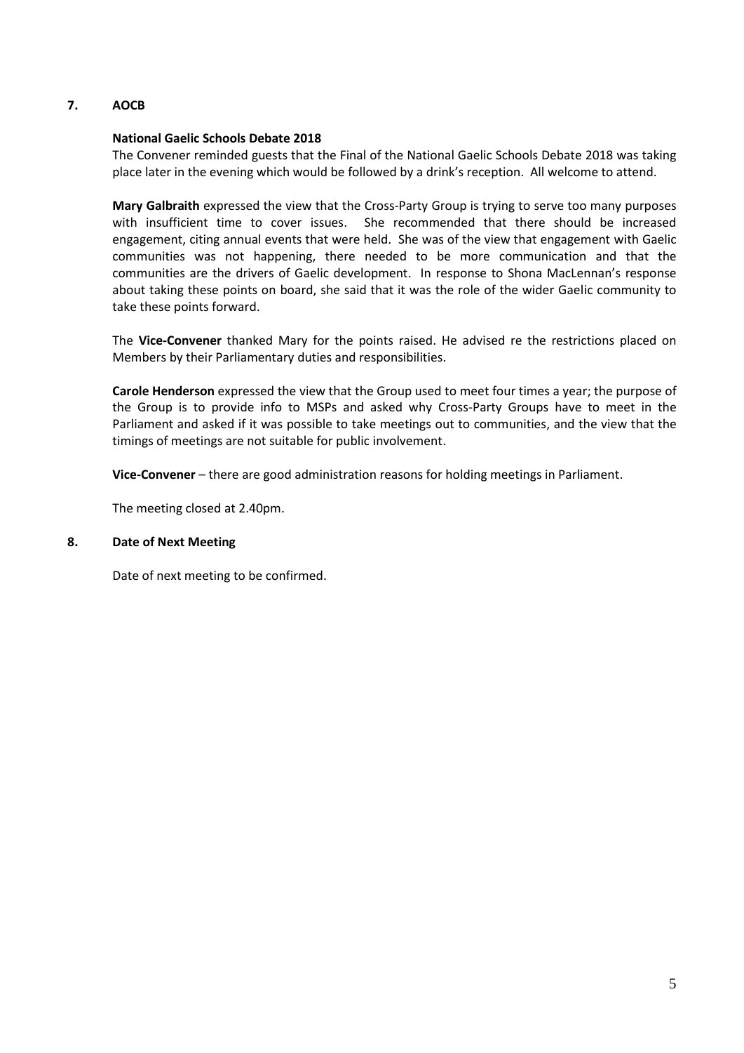## 7. AOCB

**National Gaelic Schools Debate 2018**

The Convener reminded guests that the Final of the National Gaelic Schools Debate 2018 was taking place later in the evening which would be followed by a drink's reception. All welcome to attend.

**Mary Galbraith** expressed the view that the Cross-Party Group is trying to serve too many purposes with insufficient time to cover issues. She recommended that there should be increased engagement, citing annual events that were held. She was of the view that engagement with Gaelic communities was not happening, there needed to be more communication and that the communities are the drivers of Gaelic development. In response to Shona MacLennan's response about taking these points on board, she said that it was the role of the wider Gaelic community to take these points forward.

The **Vice-Convener** thanked Mary for the points raised. He advised re the restrictions placed on Members by their Parliamentary duties and responsibilities.

**Carole Henderson** expressed the view that the Group used to meet four times a year; the purpose of the Group is to provide info to MSPs and asked why Cross-Party Groups have to meet in the Parliament and asked if it was possible to take meetings out to communities, and the view that the timings of meetings are not suitable for public involvement.

**Vice-Convener** – there are good administration reasons for holding meetings in Parliament.

The meeting closed at 2.40pm.

## 8. Date of Next Meeting

Date of next meeting to be confirmed.